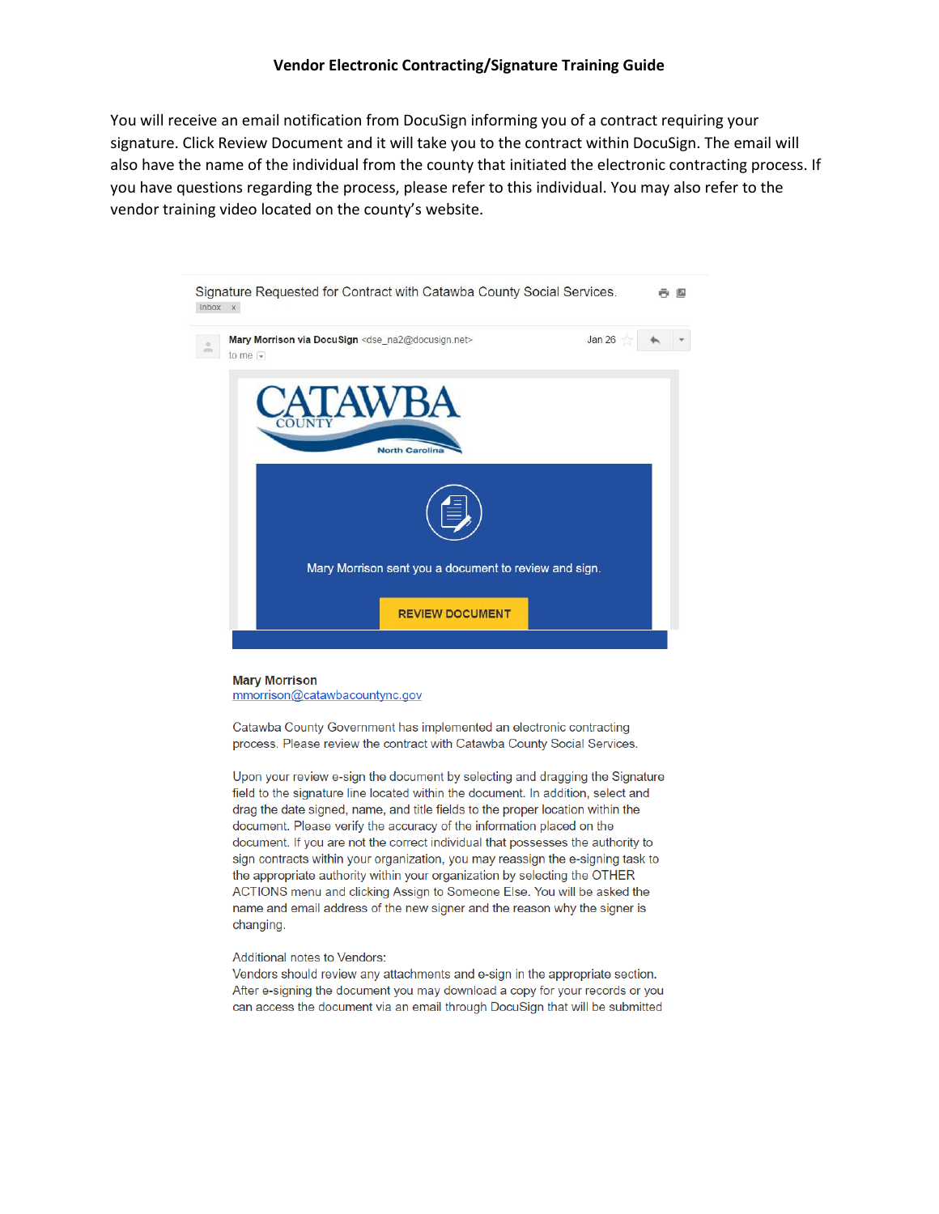**Vendor Electronic Contracting/Signature Training Guide**

You will receive an email notification from DocuSign informing you of a contract requiring your signature. Click Review Document and it will take you to the contract within DocuSign. The email will also have the name of the individual from the county that initiated the electronic contracting process. If you have questions regarding the process, please refer to this individual. You may also refer to the vendor training video located on the county's website.

Signature Requested for Contract with Catawba County Social Services.

Inbox x

**Mary Morrison via DocuSign** <dse_na2@docusign.net>

to me

Jan 26

CATAWBA COUNTY North Carolina

Mary Morrison sent you a document to review and sign.

REVIEW DOCUMENT

**Mary Morrison**
mmorrison@catawbacountync.gov

Catawba County Government has implemented an electronic contracting process. Please review the contract with Catawba County Social Services.

Upon your review e-sign the document by selecting and dragging the Signature field to the signature line located within the document. In addition, select and drag the date signed, name, and title fields to the proper location within the document. Please verify the accuracy of the information placed on the document. If you are not the correct individual that possesses the authority to sign contracts within your organization, you may reassign the e-signing task to the appropriate authority within your organization by selecting the OTHER ACTIONS menu and clicking Assign to Someone Else. You will be asked the name and email address of the new signer and the reason why the signer is changing.

Additional notes to Vendors:
Vendors should review any attachments and e-sign in the appropriate section. After e-signing the document you may download a copy for your records or you can access the document via an email through DocuSign that will be submitted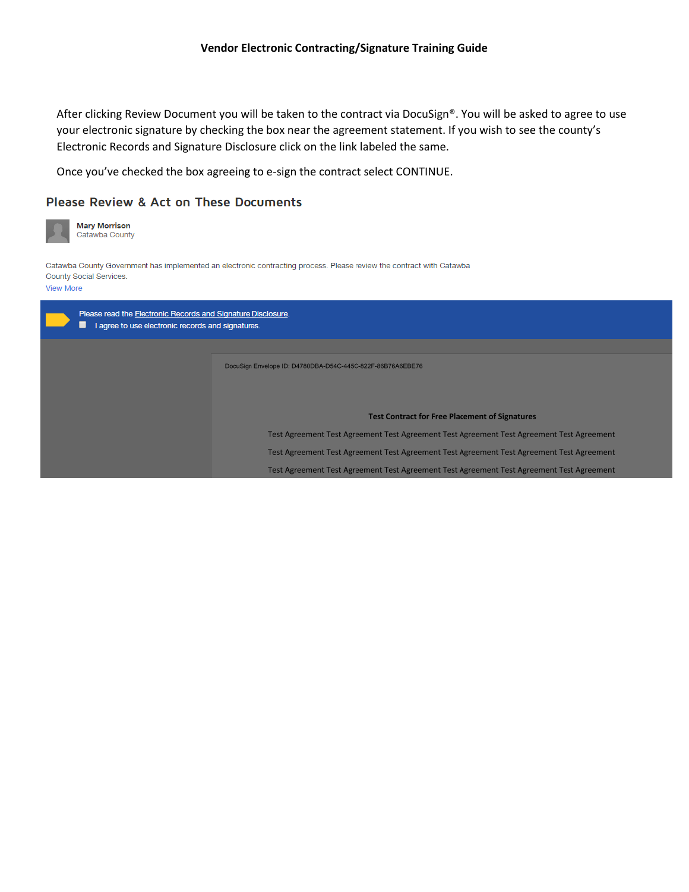**Vendor Electronic Contracting/Signature Training Guide**

After clicking Review Document you will be taken to the contract via DocuSign®. You will be asked to agree to use your electronic signature by checking the box near the agreement statement. If you wish to see the county's Electronic Records and Signature Disclosure click on the link labeled the same.

Once you've checked the box agreeing to e-sign the contract select CONTINUE.

## Please Review & Act on These Documents

**Mary Morrison**
Catawba County

Catawba County Government has implemented an electronic contracting process. Please review the contract with Catawba County Social Services.
View More

Please read the Electronic Records and Signature Disclosure.
☐ I agree to use electronic records and signatures.

DocuSign Envelope ID: D4780DBA-D54C-445C-822F-86B76A6EBE76

**Test Contract for Free Placement of Signatures**

Test Agreement Test Agreement Test Agreement Test Agreement Test Agreement Test Agreement

Test Agreement Test Agreement Test Agreement Test Agreement Test Agreement Test Agreement

Test Agreement Test Agreement Test Agreement Test Agreement Test Agreement Test Agreement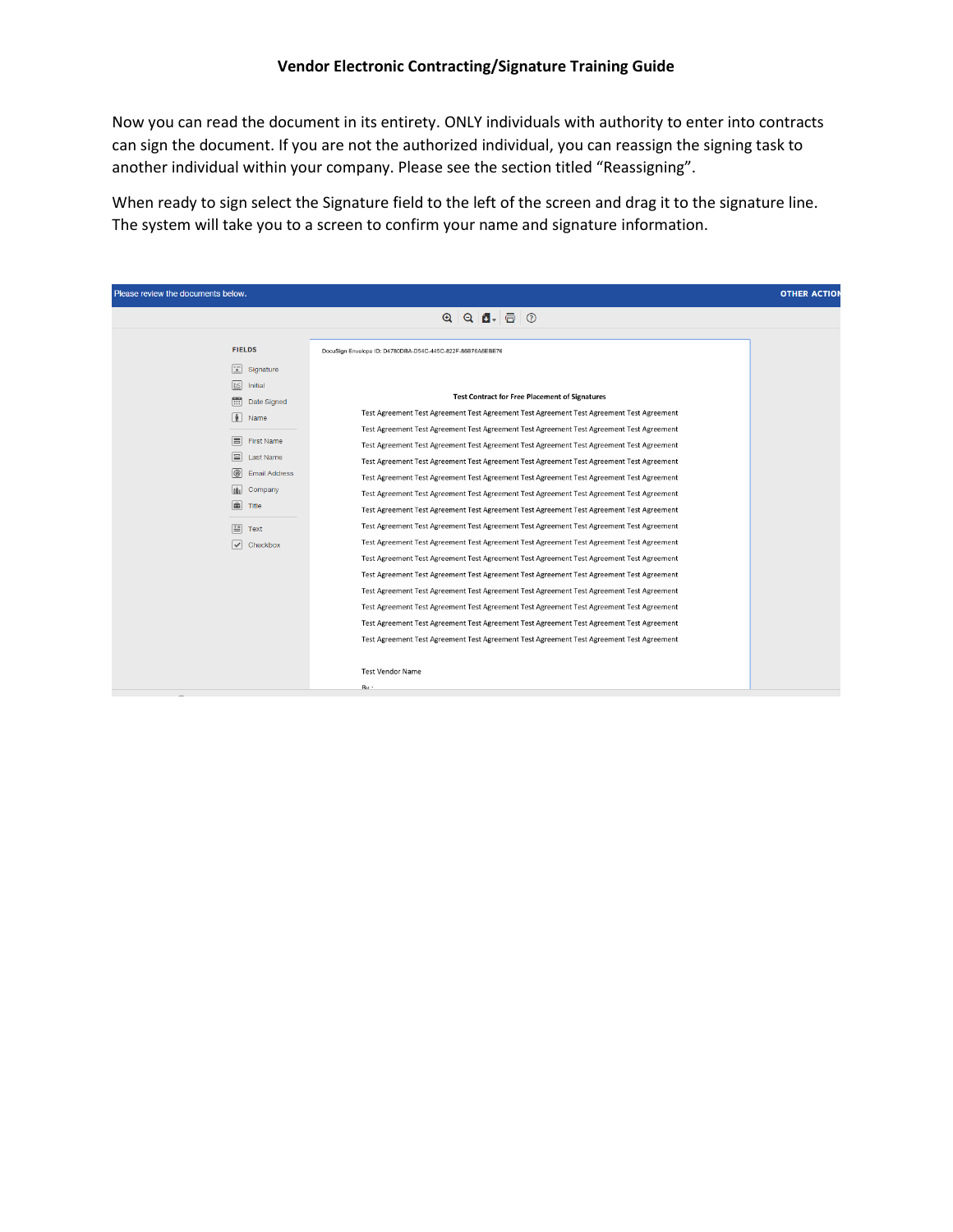Now you can read the document in its entirety. ONLY individuals with authority to enter into contracts can sign the document. If you are not the authorized individual, you can reassign the signing task to another individual within your company. Please see the section titled "Reassigning".

When ready to sign select the Signature field to the left of the screen and drag it to the signature line. The system will take you to a screen to confirm your name and signature information.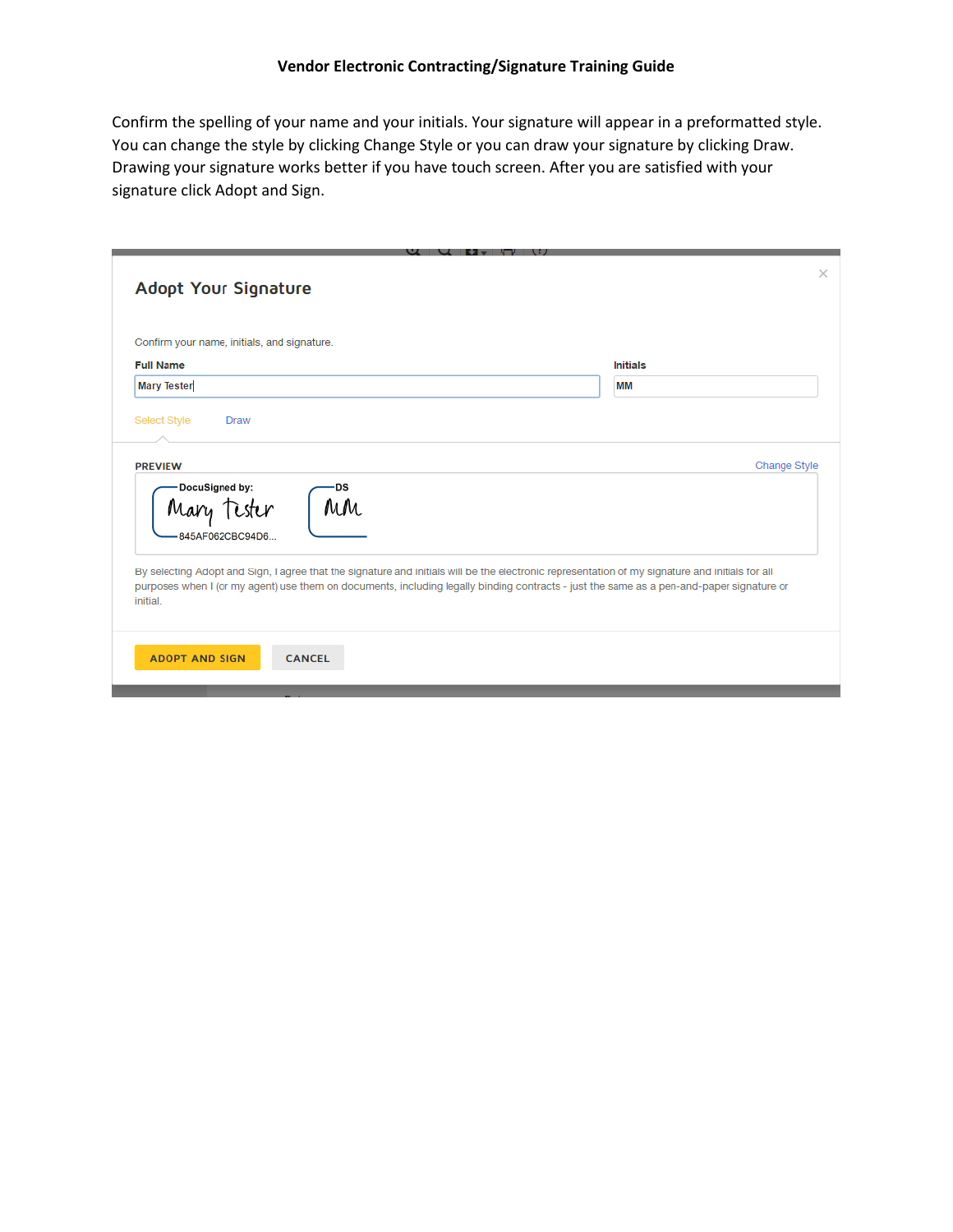**Vendor Electronic Contracting/Signature Training Guide**

Confirm the spelling of your name and your initials. Your signature will appear in a preformatted style. You can change the style by clicking Change Style or you can draw your signature by clicking Draw. Drawing your signature works better if you have touch screen. After you are satisfied with your signature click Adopt and Sign.

Adopt Your Signature

Confirm your name, initials, and signature.

Full Name: Mary Tester

Initials: MM

Select Style    Draw

PREVIEW    Change Style

DocuSigned by: Mary Tester 845AF062CBC94D6...

DS MM

By selecting Adopt and Sign, I agree that the signature and initials will be the electronic representation of my signature and initials for all purposes when I (or my agent) use them on documents, including legally binding contracts - just the same as a pen-and-paper signature or initial.

ADOPT AND SIGN    CANCEL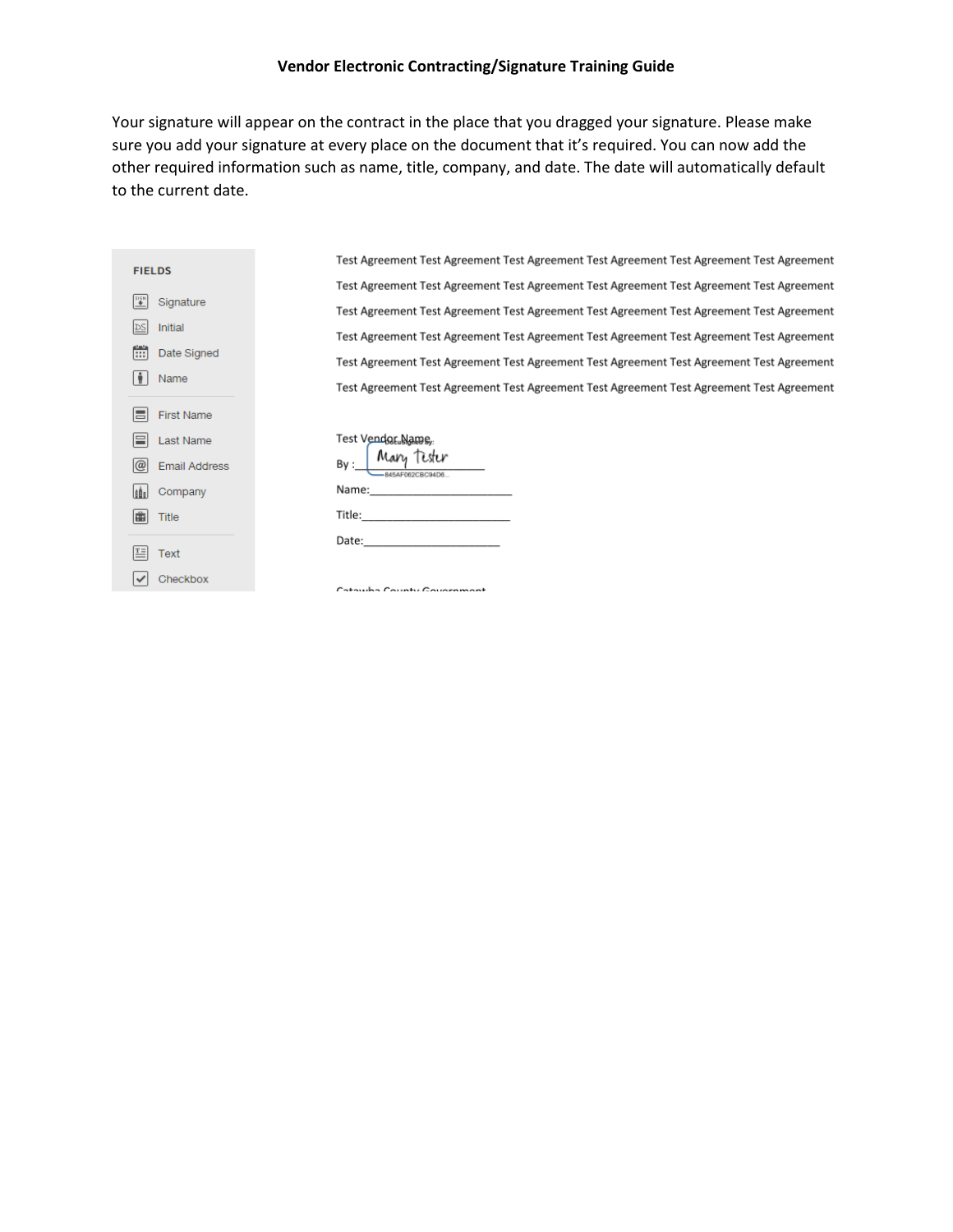**Vendor Electronic Contracting/Signature Training Guide**

Your signature will appear on the contract in the place that you dragged your signature. Please make sure you add your signature at every place on the document that it's required. You can now add the other required information such as name, title, company, and date. The date will automatically default to the current date.

FIELDS

- Signature
- Initial
- Date Signed
- Name
- First Name
- Last Name
- Email Address
- Company
- Title
- Text
- Checkbox

Test Agreement Test Agreement Test Agreement Test Agreement Test Agreement Test Agreement
Test Agreement Test Agreement Test Agreement Test Agreement Test Agreement Test Agreement
Test Agreement Test Agreement Test Agreement Test Agreement Test Agreement Test Agreement
Test Agreement Test Agreement Test Agreement Test Agreement Test Agreement Test Agreement
Test Agreement Test Agreement Test Agreement Test Agreement Test Agreement Test Agreement
Test Agreement Test Agreement Test Agreement Test Agreement Test Agreement Test Agreement

Test Vendor Name

By : DocuSigned by: Mary Tester 845AF062CBC94D6...

Name:______________________

Title:______________________

Date:____________________

Catawba County Government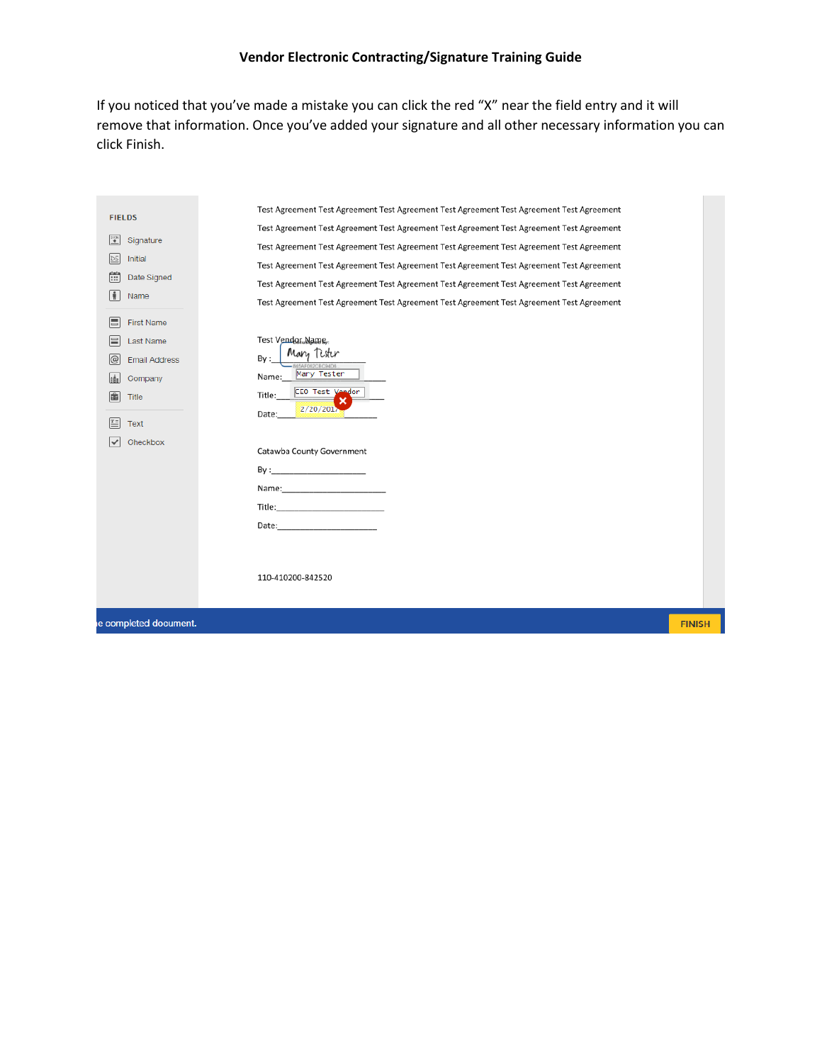**Vendor Electronic Contracting/Signature Training Guide**

If you noticed that you've made a mistake you can click the red "X" near the field entry and it will remove that information. Once you've added your signature and all other necessary information you can click Finish.

FIELDS

- Signature
- Initial
- Date Signed
- Name
- First Name
- Last Name
- Email Address
- Company
- Title
- Text
- Checkbox

Test Agreement Test Agreement Test Agreement Test Agreement Test Agreement Test Agreement
Test Agreement Test Agreement Test Agreement Test Agreement Test Agreement Test Agreement
Test Agreement Test Agreement Test Agreement Test Agreement Test Agreement Test Agreement
Test Agreement Test Agreement Test Agreement Test Agreement Test Agreement Test Agreement
Test Agreement Test Agreement Test Agreement Test Agreement Test Agreement Test Agreement
Test Agreement Test Agreement Test Agreement Test Agreement Test Agreement Test Agreement

Test Vendor Name

By :_Mary Tester_

Name:_Mary Tester_

Title:_CEO Test Vendor_

Date:_2/20/2017_

Catawba County Government

By :____________________

Name:____________________

Title:____________________

Date:____________________

110-410200-842520

e completed document.

FINISH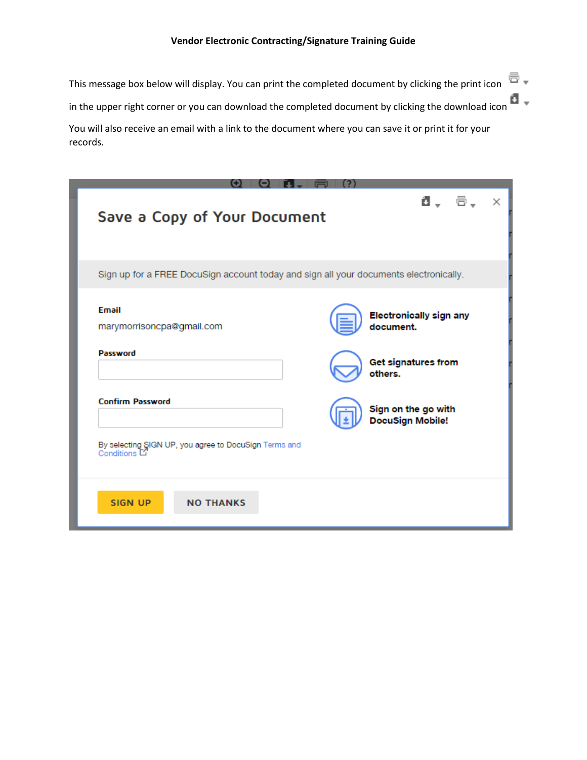This message box below will display. You can print the completed document by clicking the print icon in the upper right corner or you can download the completed document by clicking the download icon

You will also receive an email with a link to the document where you can save it or print it for your records.

**Save a Copy of Your Document**

Sign up for a FREE DocuSign account today and sign all your documents electronically.

**Email**

marymorrisoncpa@gmail.com

**Password**

**Confirm Password**

By selecting SIGN UP, you agree to DocuSign Terms and Conditions

**Electronically sign any document.**

**Get signatures from others.**

**Sign on the go with DocuSign Mobile!**

SIGN UP    NO THANKS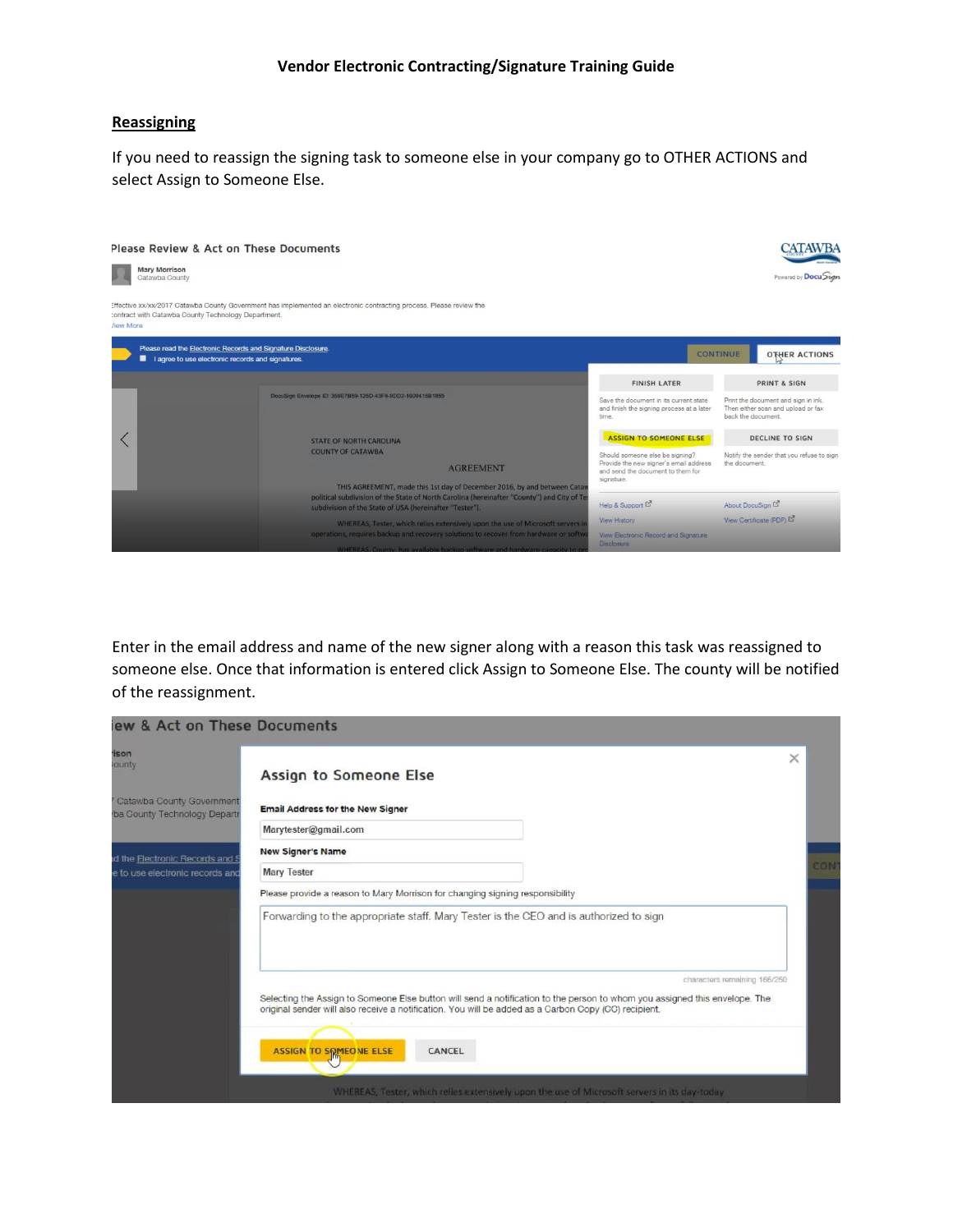## Reassigning

If you need to reassign the signing task to someone else in your company go to OTHER ACTIONS and select Assign to Someone Else.

Enter in the email address and name of the new signer along with a reason this task was reassigned to someone else. Once that information is entered click Assign to Someone Else. The county will be notified of the reassignment.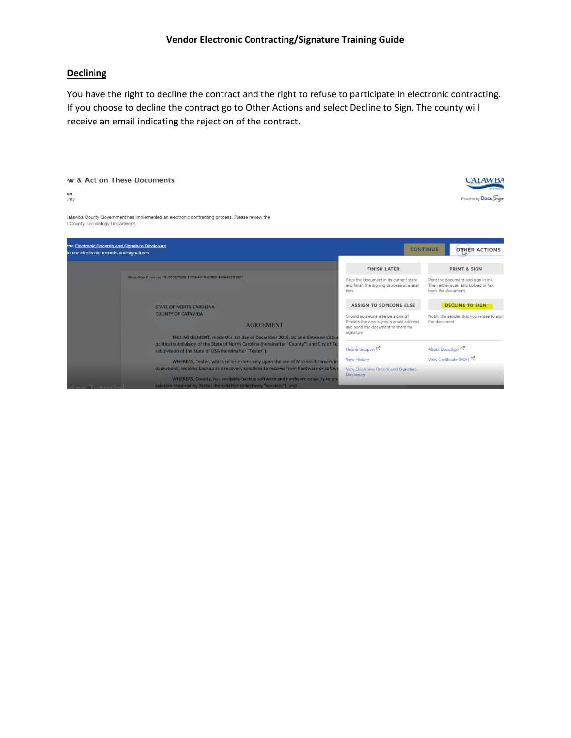**Vendor Electronic Contracting/Signature Training Guide**

## Declining

You have the right to decline the contract and the right to refuse to participate in electronic contracting. If you choose to decline the contract go to Other Actions and select Decline to Sign. The county will receive an email indicating the rejection of the contract.